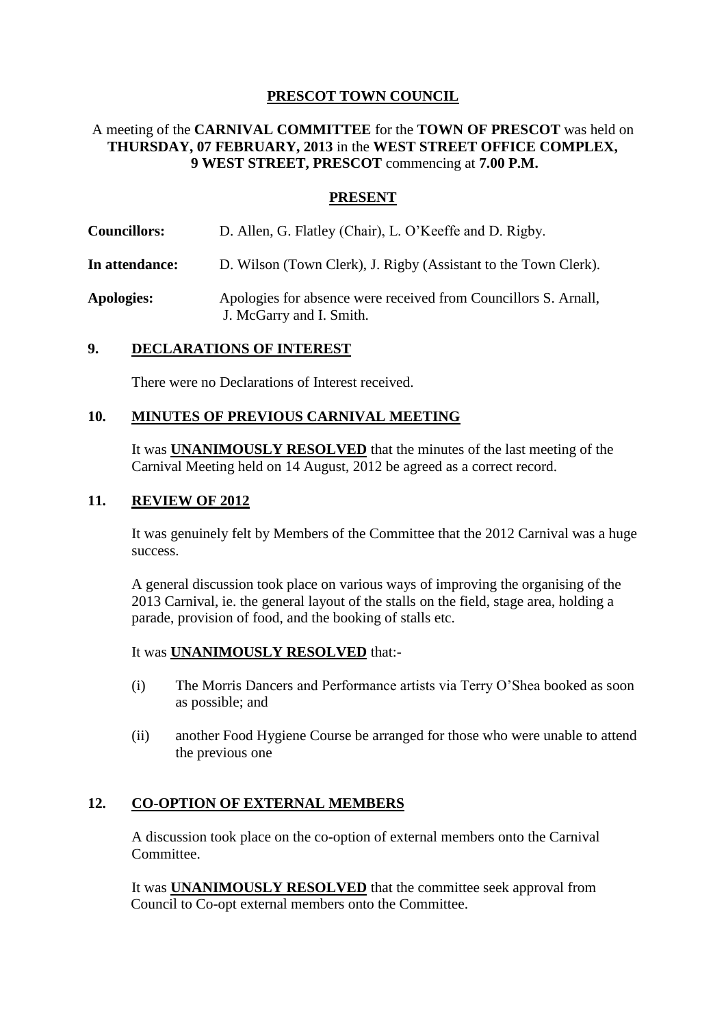# PRESCOT TOWN COUNCIL

A meeting of the **CARNIVAL COMMITTEE** for the **TOWN OF PRESCOT** was held on **THURSDAY, 07 FEBRUARY, 2013** in the **WEST STREET OFFICE COMPLEX, 9 WEST STREET, PRESCOT** commencing at **7.00 P.M.**

## PRESENT

**Councillors:** D. Allen, G. Flatley (Chair), L. O'Keeffe and D. Rigby.

**In attendance:** D. Wilson (Town Clerk), J. Rigby (Assistant to the Town Clerk).

**Apologies:** Apologies for absence were received from Councillors S. Arnall, J. McGarry and I. Smith.

## 9. DECLARATIONS OF INTEREST

There were no Declarations of Interest received.

## 10. MINUTES OF PREVIOUS CARNIVAL MEETING

It was **UNANIMOUSLY RESOLVED** that the minutes of the last meeting of the Carnival Meeting held on 14 August, 2012 be agreed as a correct record.

## 11. REVIEW OF 2012

It was genuinely felt by Members of the Committee that the 2012 Carnival was a huge success.

A general discussion took place on various ways of improving the organising of the 2013 Carnival, ie. the general layout of the stalls on the field, stage area, holding a parade, provision of food, and the booking of stalls etc.

It was **UNANIMOUSLY RESOLVED** that:-

(i) The Morris Dancers and Performance artists via Terry O'Shea booked as soon as possible; and

(ii) another Food Hygiene Course be arranged for those who were unable to attend the previous one

## 12. CO-OPTION OF EXTERNAL MEMBERS

A discussion took place on the co-option of external members onto the Carnival Committee.

It was **UNANIMOUSLY RESOLVED** that the committee seek approval from Council to Co-opt external members onto the Committee.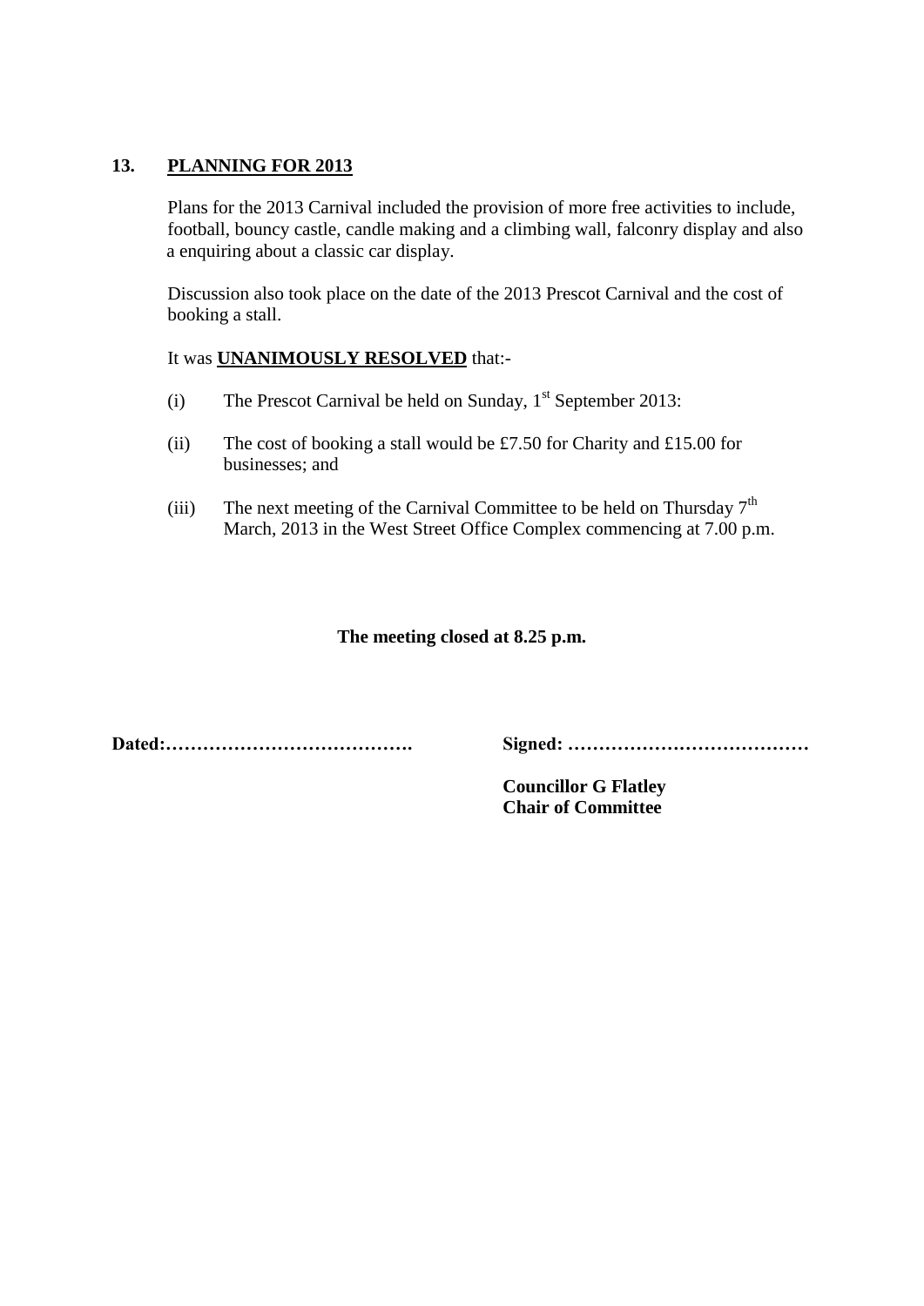## 13. PLANNING FOR 2013

Plans for the 2013 Carnival included the provision of more free activities to include, football, bouncy castle, candle making and a climbing wall, falconry display and also a enquiring about a classic car display.

Discussion also took place on the date of the 2013 Prescot Carnival and the cost of booking a stall.

It was **UNANIMOUSLY RESOLVED** that:-

(i) The Prescot Carnival be held on Sunday, 1st September 2013:

(ii) The cost of booking a stall would be £7.50 for Charity and £15.00 for businesses; and

(iii) The next meeting of the Carnival Committee to be held on Thursday 7th March, 2013 in the West Street Office Complex commencing at 7.00 p.m.

**The meeting closed at 8.25 p.m.**

**Dated:………………………………….** **Signed: …………………………………**

**Councillor G Flatley**
**Chair of Committee**